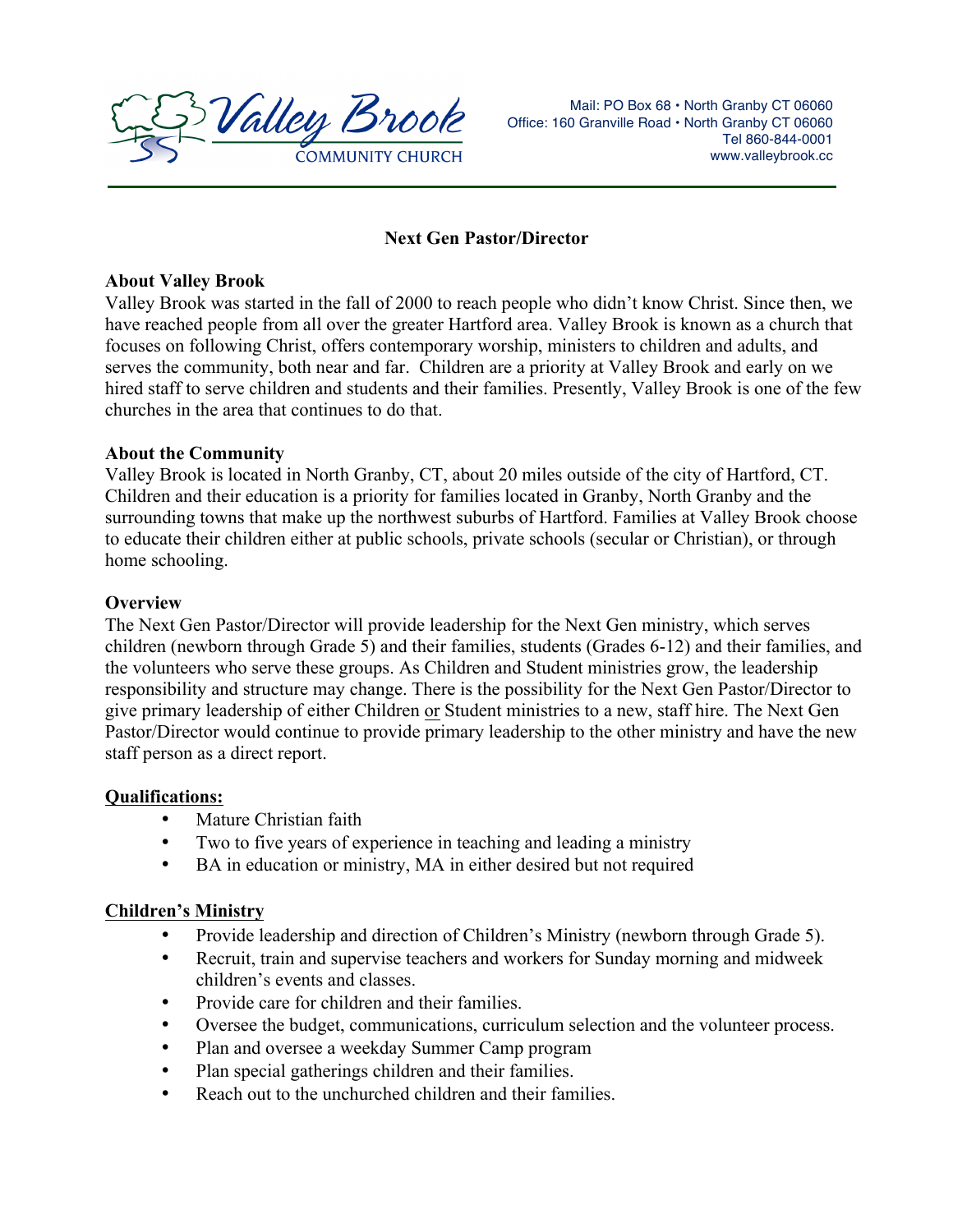Valley Brook
COMMUNITY CHURCH

Mail: PO Box 68 • North Granby CT 06060
Office: 160 Granville Road • North Granby CT 06060
Tel 860-844-0001
www.valleybrook.cc

# Next Gen Pastor/Director

**About Valley Brook**

Valley Brook was started in the fall of 2000 to reach people who didn't know Christ. Since then, we have reached people from all over the greater Hartford area. Valley Brook is known as a church that focuses on following Christ, offers contemporary worship, ministers to children and adults, and serves the community, both near and far. Children are a priority at Valley Brook and early on we hired staff to serve children and students and their families. Presently, Valley Brook is one of the few churches in the area that continues to do that.

**About the Community**

Valley Brook is located in North Granby, CT, about 20 miles outside of the city of Hartford, CT. Children and their education is a priority for families located in Granby, North Granby and the surrounding towns that make up the northwest suburbs of Hartford. Families at Valley Brook choose to educate their children either at public schools, private schools (secular or Christian), or through home schooling.

**Overview**

The Next Gen Pastor/Director will provide leadership for the Next Gen ministry, which serves children (newborn through Grade 5) and their families, students (Grades 6-12) and their families, and the volunteers who serve these groups. As Children and Student ministries grow, the leadership responsibility and structure may change. There is the possibility for the Next Gen Pastor/Director to give primary leadership of either Children or Student ministries to a new, staff hire. The Next Gen Pastor/Director would continue to provide primary leadership to the other ministry and have the new staff person as a direct report.

**Qualifications:**

- Mature Christian faith
- Two to five years of experience in teaching and leading a ministry
- BA in education or ministry, MA in either desired but not required

**Children's Ministry**

- Provide leadership and direction of Children's Ministry (newborn through Grade 5).
- Recruit, train and supervise teachers and workers for Sunday morning and midweek children's events and classes.
- Provide care for children and their families.
- Oversee the budget, communications, curriculum selection and the volunteer process.
- Plan and oversee a weekday Summer Camp program
- Plan special gatherings children and their families.
- Reach out to the unchurched children and their families.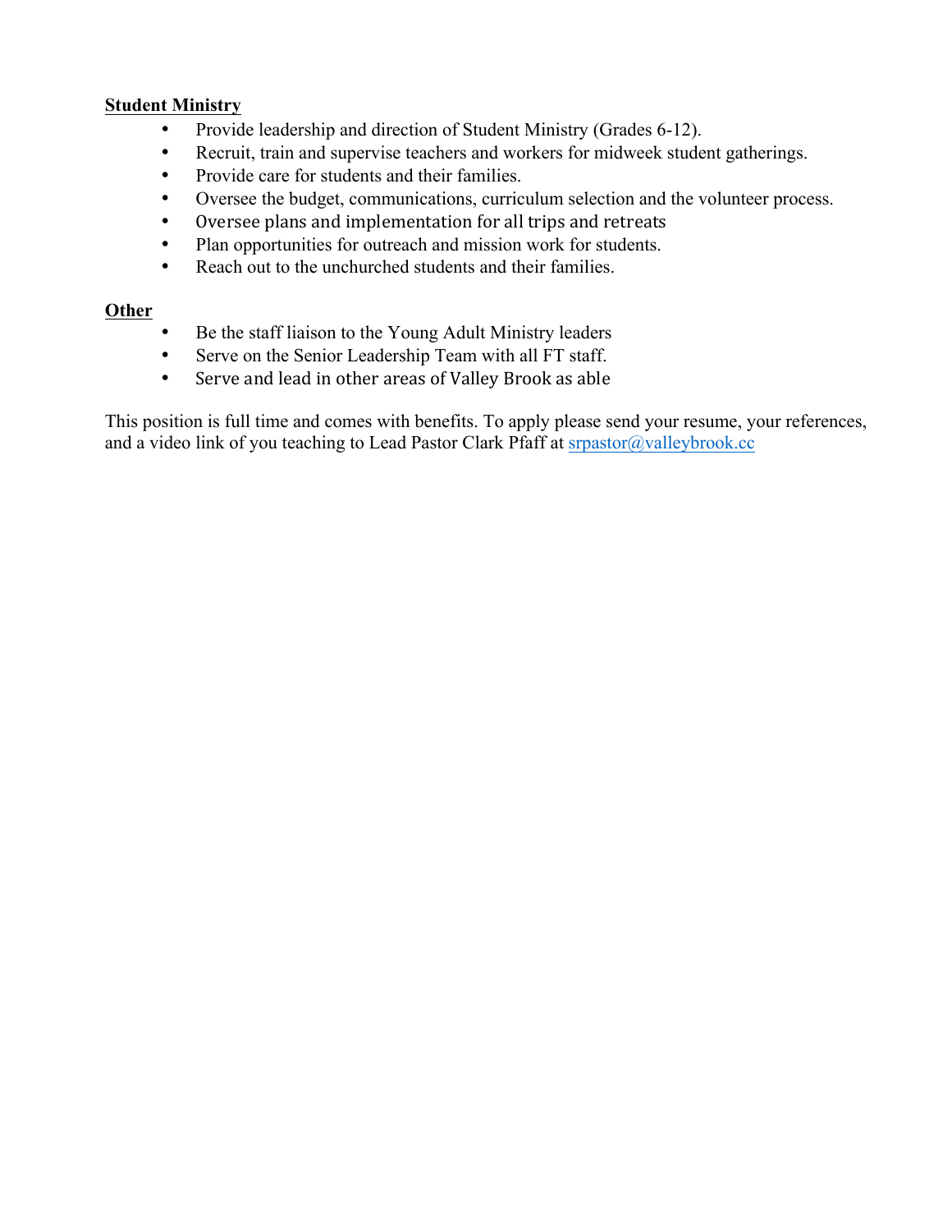**Student Ministry**

- Provide leadership and direction of Student Ministry (Grades 6-12).
- Recruit, train and supervise teachers and workers for midweek student gatherings.
- Provide care for students and their families.
- Oversee the budget, communications, curriculum selection and the volunteer process.
- Oversee plans and implementation for all trips and retreats
- Plan opportunities for outreach and mission work for students.
- Reach out to the unchurched students and their families.

**Other**

- Be the staff liaison to the Young Adult Ministry leaders
- Serve on the Senior Leadership Team with all FT staff.
- Serve and lead in other areas of Valley Brook as able

This position is full time and comes with benefits. To apply please send your resume, your references, and a video link of you teaching to Lead Pastor Clark Pfaff at srpastor@valleybrook.cc